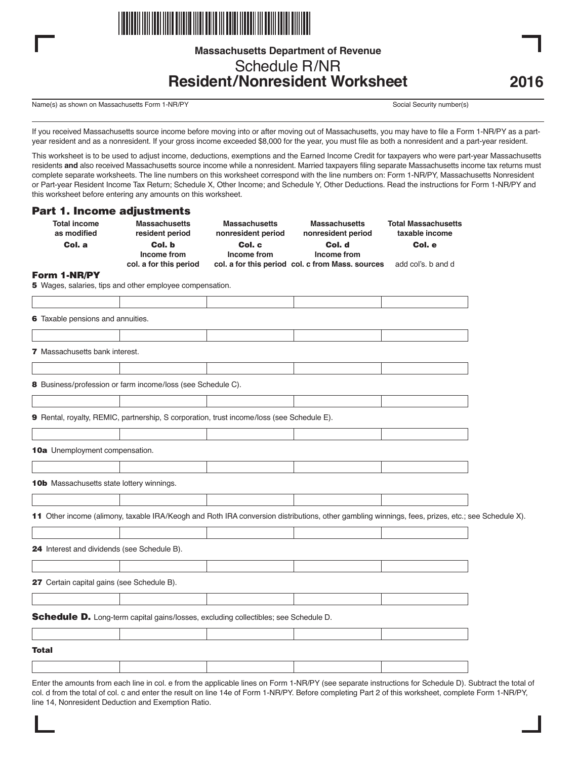Massachusetts Department of Revenue

# Schedule R/NR
# Resident/Nonresident Worksheet

**2016**

Name(s) as shown on Massachusetts Form 1-NR/PY | Social Security number(s)

If you received Massachusetts source income before moving into or after moving out of Massachusetts, you may have to file a Form 1-NR/PY as a part-year resident and as a nonresident. If your gross income exceeded $8,000 for the year, you must file as both a nonresident and a part-year resident.

This worksheet is to be used to adjust income, deductions, exemptions and the Earned Income Credit for taxpayers who were part-year Massachusetts residents **and** also received Massachusetts source income while a nonresident. Married taxpayers filing separate Massachusetts income tax returns must complete separate worksheets. The line numbers on this worksheet correspond with the line numbers on: Form 1-NR/PY, Massachusetts Nonresident or Part-year Resident Income Tax Return; Schedule X, Other Income; and Schedule Y, Other Deductions. Read the instructions for Form 1-NR/PY and this worksheet before entering any amounts on this worksheet.

## Part 1. Income adjustments

| Form 1-NR/PY | Total income as modified<br>**Col. a** | Massachusetts resident period<br>**Col. b**<br>Income from col. a for this period | Massachusetts nonresident period<br>**Col. c**<br>Income from col. a for this period | Massachusetts nonresident period<br>**Col. d**<br>Income from col. c from Mass. sources | Total Massachusetts taxable income<br>**Col. e**<br>add col's. b and d |
|---|---|---|---|---|---|
| **5** Wages, salaries, tips and other employee compensation. | | | | | |
| **6** Taxable pensions and annuities. | | | | | |
| **7** Massachusetts bank interest. | | | | | |
| **8** Business/profession or farm income/loss (see Schedule C). | | | | | |
| **9** Rental, royalty, REMIC, partnership, S corporation, trust income/loss (see Schedule E). | | | | | |
| **10a** Unemployment compensation. | | | | | |
| **10b** Massachusetts state lottery winnings. | | | | | |
| **11** Other income (alimony, taxable IRA/Keogh and Roth IRA conversion distributions, other gambling winnings, fees, prizes, etc.; see Schedule X). | | | | | |
| **24** Interest and dividends (see Schedule B). | | | | | |
| **27** Certain capital gains (see Schedule B). | | | | | |
| **Schedule D.** Long-term capital gains/losses, excluding collectibles; see Schedule D. | | | | | |
| **Total** | | | | | |

Enter the amounts from each line in col. e from the applicable lines on Form 1-NR/PY (see separate instructions for Schedule D). Subtract the total of col. d from the total of col. c and enter the result on line 14e of Form 1-NR/PY. Before completing Part 2 of this worksheet, complete Form 1-NR/PY, line 14, Nonresident Deduction and Exemption Ratio.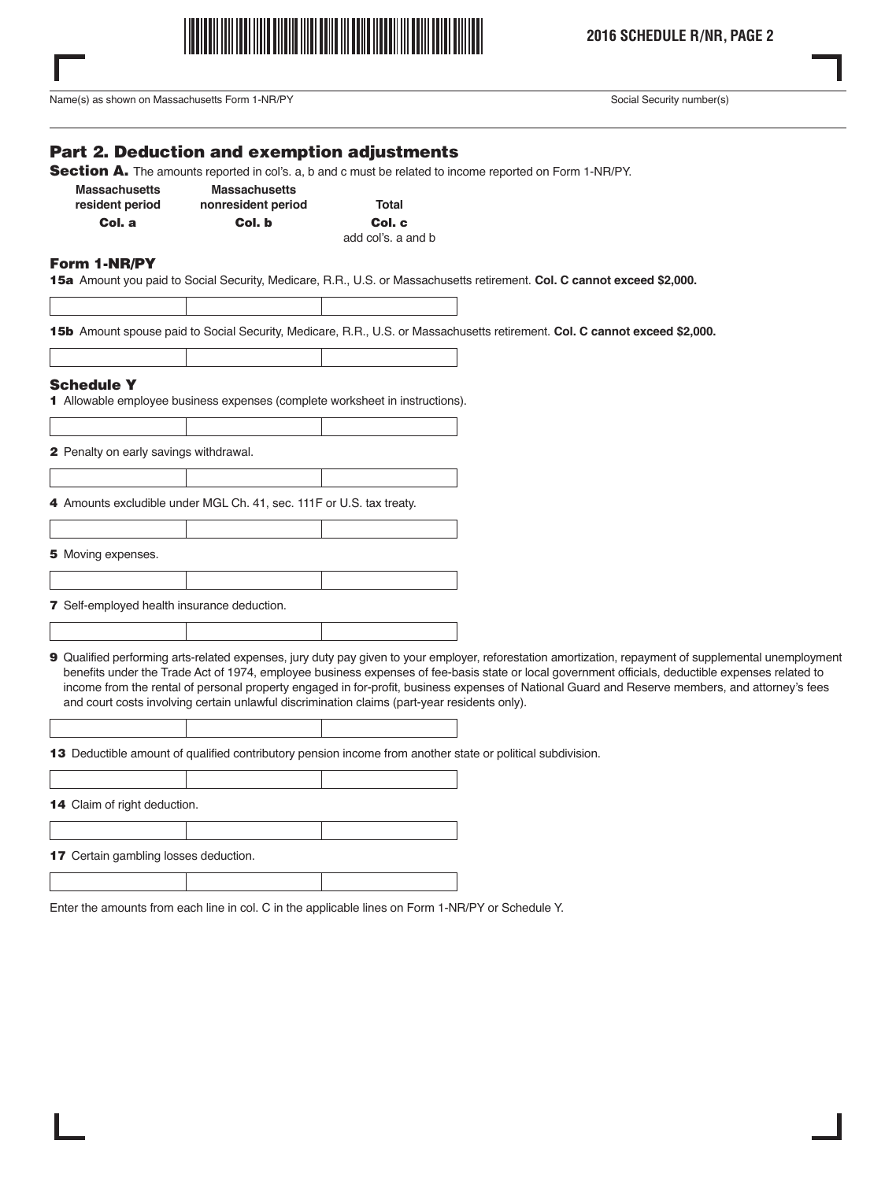Name(s) as shown on Massachusetts Form 1-NR/PY

Social Security number(s)

## Part 2. Deduction and exemption adjustments

**Section A.** The amounts reported in col's. a, b and c must be related to income reported on Form 1-NR/PY.

| Massachusetts resident period **Col. a** | Massachusetts nonresident period **Col. b** | Total **Col. c** add col's. a and b |
|---|---|---|

### Form 1-NR/PY

**15a** Amount you paid to Social Security, Medicare, R.R., U.S. or Massachusetts retirement. **Col. C cannot exceed $2,000.**

| | | |
|---|---|---|
| | | |

**15b** Amount spouse paid to Social Security, Medicare, R.R., U.S. or Massachusetts retirement. **Col. C cannot exceed $2,000.**

| | | |
|---|---|---|
| | | |

### Schedule Y

**1** Allowable employee business expenses (complete worksheet in instructions).

| | | |
|---|---|---|
| | | |

**2** Penalty on early savings withdrawal.

| | | |
|---|---|---|
| | | |

**4** Amounts excludible under MGL Ch. 41, sec. 111F or U.S. tax treaty.

| | | |
|---|---|---|
| | | |

**5** Moving expenses.

| | | |
|---|---|---|
| | | |

**7** Self-employed health insurance deduction.

| | | |
|---|---|---|
| | | |

**9** Qualified performing arts-related expenses, jury duty pay given to your employer, reforestation amortization, repayment of supplemental unemployment benefits under the Trade Act of 1974, employee business expenses of fee-basis state or local government officials, deductible expenses related to income from the rental of personal property engaged in for-profit, business expenses of National Guard and Reserve members, and attorney's fees and court costs involving certain unlawful discrimination claims (part-year residents only).

| | | |
|---|---|---|
| | | |

**13** Deductible amount of qualified contributory pension income from another state or political subdivision.

| | | |
|---|---|---|
| | | |

**14** Claim of right deduction.

| | | |
|---|---|---|
| | | |

**17** Certain gambling losses deduction.

| | | |
|---|---|---|
| | | |

Enter the amounts from each line in col. C in the applicable lines on Form 1-NR/PY or Schedule Y.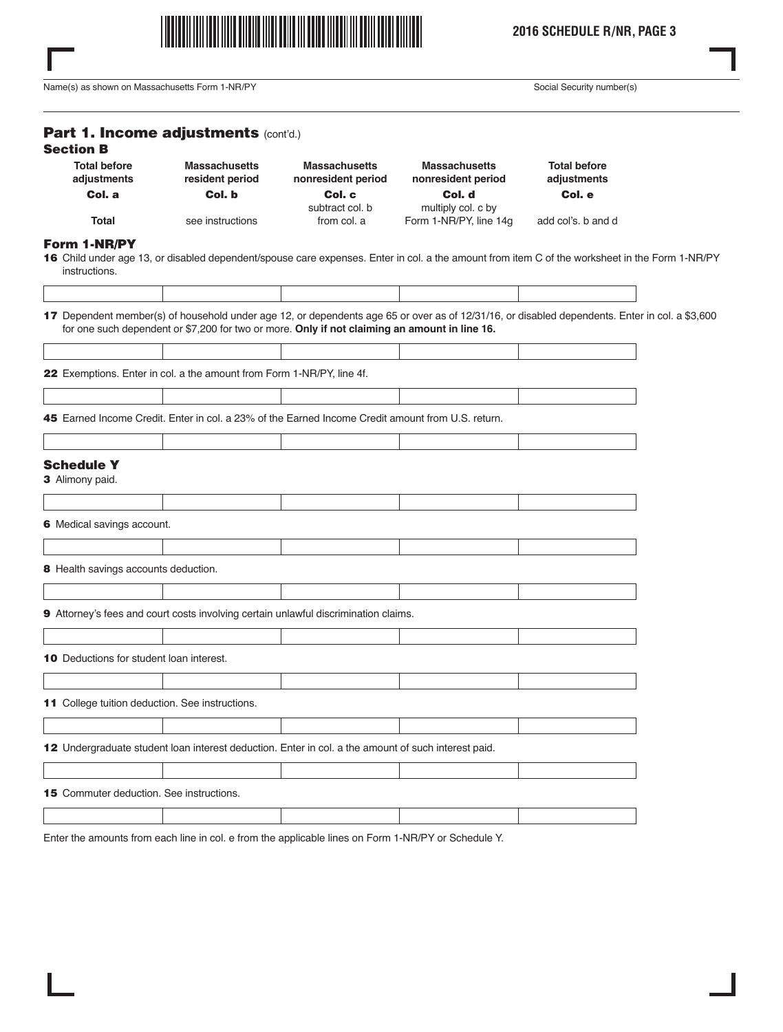Name(s) as shown on Massachusetts Form 1-NR/PY

Social Security number(s)

## Part 1. Income adjustments (cont'd.)

### Section B

| Total before adjustments Col. a Total | Massachusetts resident period Col. b see instructions | Massachusetts nonresident period Col. c subtract col. b from col. a | Massachusetts nonresident period Col. d multiply col. c by Form 1-NR/PY, line 14g | Total before adjustments Col. e add col's. b and d |
|---|---|---|---|---|

### Form 1-NR/PY

**16** Child under age 13, or disabled dependent/spouse care expenses. Enter in col. a the amount from item C of the worksheet in the Form 1-NR/PY instructions.

| | | | | |
|---|---|---|---|---|
| | | | | |

**17** Dependent member(s) of household under age 12, or dependents age 65 or over as of 12/31/16, or disabled dependents. Enter in col. a $3,600 for one such dependent or $7,200 for two or more. **Only if not claiming an amount in line 16.**

| | | | | |
|---|---|---|---|---|
| | | | | |

**22** Exemptions. Enter in col. a the amount from Form 1-NR/PY, line 4f.

| | | | | |
|---|---|---|---|---|
| | | | | |

**45** Earned Income Credit. Enter in col. a 23% of the Earned Income Credit amount from U.S. return.

| | | | | |
|---|---|---|---|---|
| | | | | |

### Schedule Y

**3** Alimony paid.

| | | | | |
|---|---|---|---|---|
| | | | | |

**6** Medical savings account.

| | | | | |
|---|---|---|---|---|
| | | | | |

**8** Health savings accounts deduction.

| | | | | |
|---|---|---|---|---|
| | | | | |

**9** Attorney's fees and court costs involving certain unlawful discrimination claims.

| | | | | |
|---|---|---|---|---|
| | | | | |

**10** Deductions for student loan interest.

| | | | | |
|---|---|---|---|---|
| | | | | |

**11** College tuition deduction. See instructions.

| | | | | |
|---|---|---|---|---|
| | | | | |

**12** Undergraduate student loan interest deduction. Enter in col. a the amount of such interest paid.

| | | | | |
|---|---|---|---|---|
| | | | | |

**15** Commuter deduction. See instructions.

| | | | | |
|---|---|---|---|---|
| | | | | |

Enter the amounts from each line in col. e from the applicable lines on Form 1-NR/PY or Schedule Y.